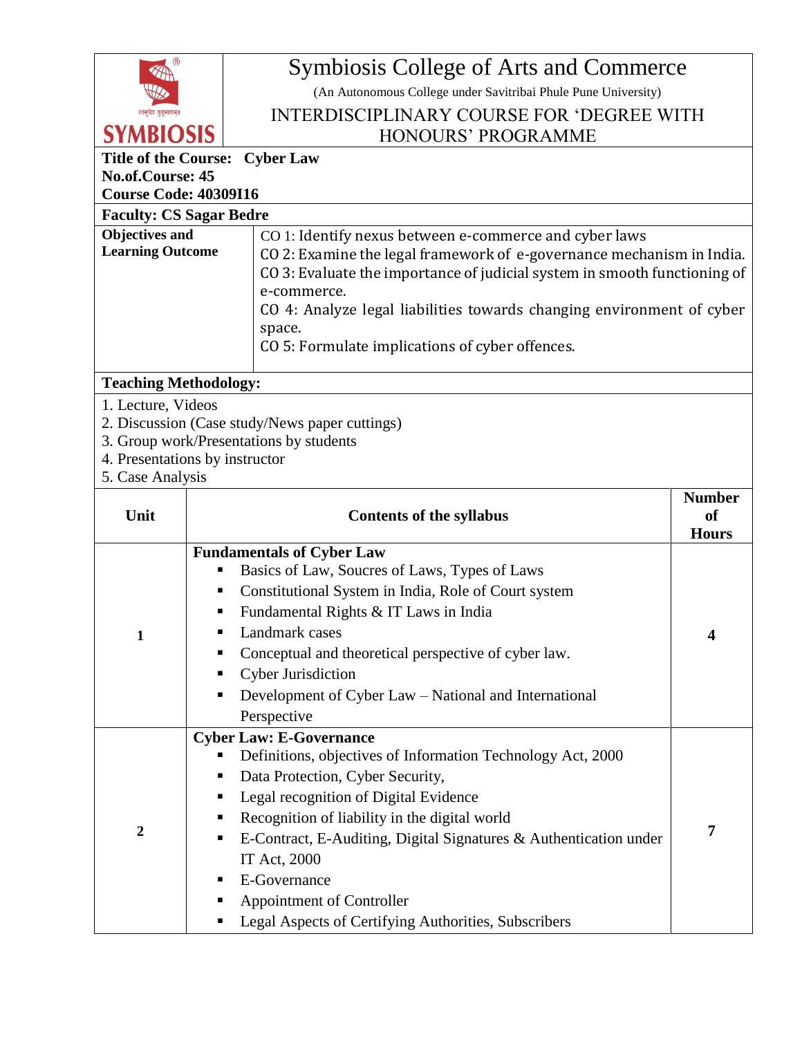# Symbiosis College of Arts and Commerce

(An Autonomous College under Savitribai Phule Pune University)

## INTERDISCIPLINARY COURSE FOR 'DEGREE WITH HONOURS' PROGRAMME

**Title of the Course: Cyber Law**
**No.of.Course: 45**
**Course Code: 40309I16**

**Faculty: CS Sagar Bedre**

| | |
|---|---|
| **Objectives and Learning Outcome** | CO 1: Identify nexus between e-commerce and cyber laws<br>CO 2: Examine the legal framework of e-governance mechanism in India.<br>CO 3: Evaluate the importance of judicial system in smooth functioning of e-commerce.<br>CO 4: Analyze legal liabilities towards changing environment of cyber space.<br>CO 5: Formulate implications of cyber offences. |

**Teaching Methodology:**

1. Lecture, Videos
2. Discussion (Case study/News paper cuttings)
3. Group work/Presentations by students
4. Presentations by instructor
5. Case Analysis

| Unit | Contents of the syllabus | Number of Hours |
|---|---|---|
| 1 | **Fundamentals of Cyber Law**<br>▪ Basics of Law, Soucres of Laws, Types of Laws<br>▪ Constitutional System in India, Role of Court system<br>▪ Fundamental Rights & IT Laws in India<br>▪ Landmark cases<br>▪ Conceptual and theoretical perspective of cyber law.<br>▪ Cyber Jurisdiction<br>▪ Development of Cyber Law – National and International Perspective | 4 |
| 2 | **Cyber Law: E-Governance**<br>▪ Definitions, objectives of Information Technology Act, 2000<br>▪ Data Protection, Cyber Security,<br>▪ Legal recognition of Digital Evidence<br>▪ Recognition of liability in the digital world<br>▪ E-Contract, E-Auditing, Digital Signatures & Authentication under IT Act, 2000<br>▪ E-Governance<br>▪ Appointment of Controller<br>▪ Legal Aspects of Certifying Authorities, Subscribers | 7 |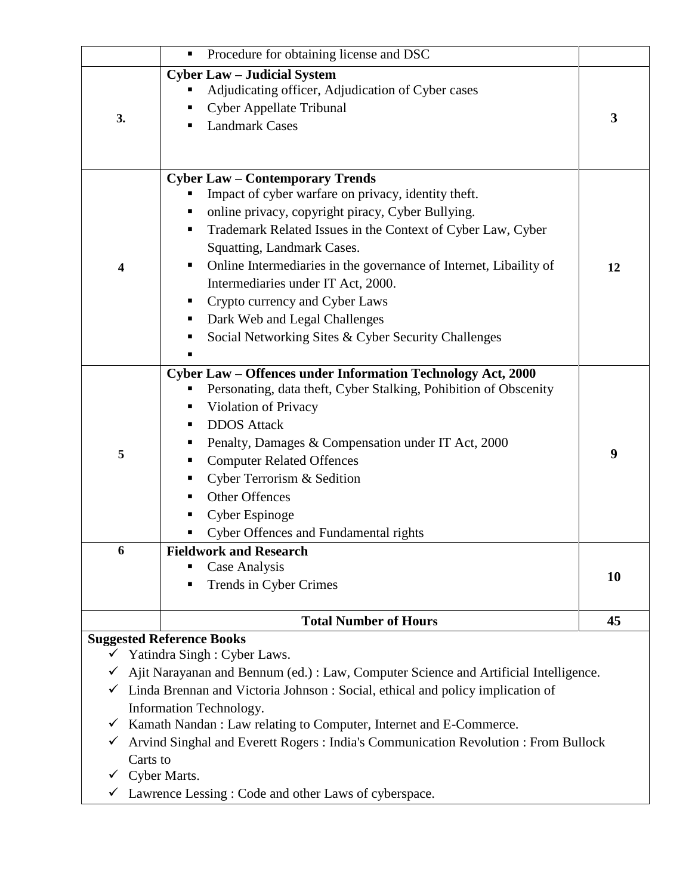| | | |
|---|---|---|
| | ▪ Procedure for obtaining license and DSC | |
| 3. | **Cyber Law – Judicial System**<br>▪ Adjudicating officer, Adjudication of Cyber cases<br>▪ Cyber Appellate Tribunal<br>▪ Landmark Cases | **3** |
| **4** | **Cyber Law – Contemporary Trends**<br>▪ Impact of cyber warfare on privacy, identity theft.<br>▪ online privacy, copyright piracy, Cyber Bullying.<br>▪ Trademark Related Issues in the Context of Cyber Law, Cyber Squatting, Landmark Cases.<br>▪ Online Intermediaries in the governance of Internet, Libaility of Intermediaries under IT Act, 2000.<br>▪ Crypto currency and Cyber Laws<br>▪ Dark Web and Legal Challenges<br>▪ Social Networking Sites & Cyber Security Challenges<br>▪ | **12** |
| **5** | **Cyber Law – Offences under Information Technology Act, 2000**<br>▪ Personating, data theft, Cyber Stalking, Pohibition of Obscenity<br>▪ Violation of Privacy<br>▪ DDOS Attack<br>▪ Penalty, Damages & Compensation under IT Act, 2000<br>▪ Computer Related Offences<br>▪ Cyber Terrorism & Sedition<br>▪ Other Offences<br>▪ Cyber Espinoge<br>▪ Cyber Offences and Fundamental rights | **9** |
| **6** | **Fieldwork and Research**<br>▪ Case Analysis<br>▪ Trends in Cyber Crimes | **10** |
| | **Total Number of Hours** | **45** |

**Suggested Reference Books**

- ✓ Yatindra Singh : Cyber Laws.
- ✓ Ajit Narayanan and Bennum (ed.) : Law, Computer Science and Artificial Intelligence.
- ✓ Linda Brennan and Victoria Johnson : Social, ethical and policy implication of Information Technology.
- ✓ Kamath Nandan : Law relating to Computer, Internet and E-Commerce.
- ✓ Arvind Singhal and Everett Rogers : India's Communication Revolution : From Bullock Carts to
- ✓ Cyber Marts.
- ✓ Lawrence Lessing : Code and other Laws of cyberspace.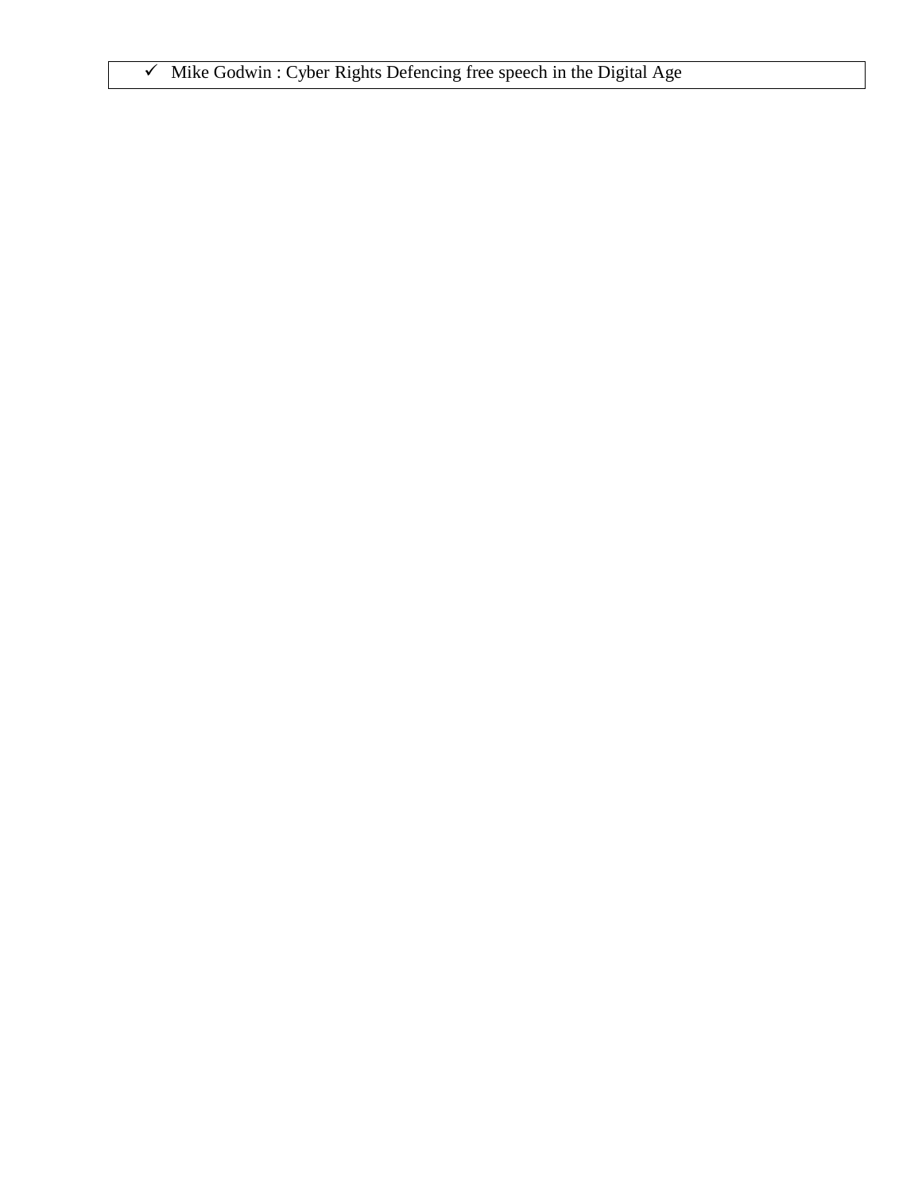- ✓ Mike Godwin : Cyber Rights Defencing free speech in the Digital Age